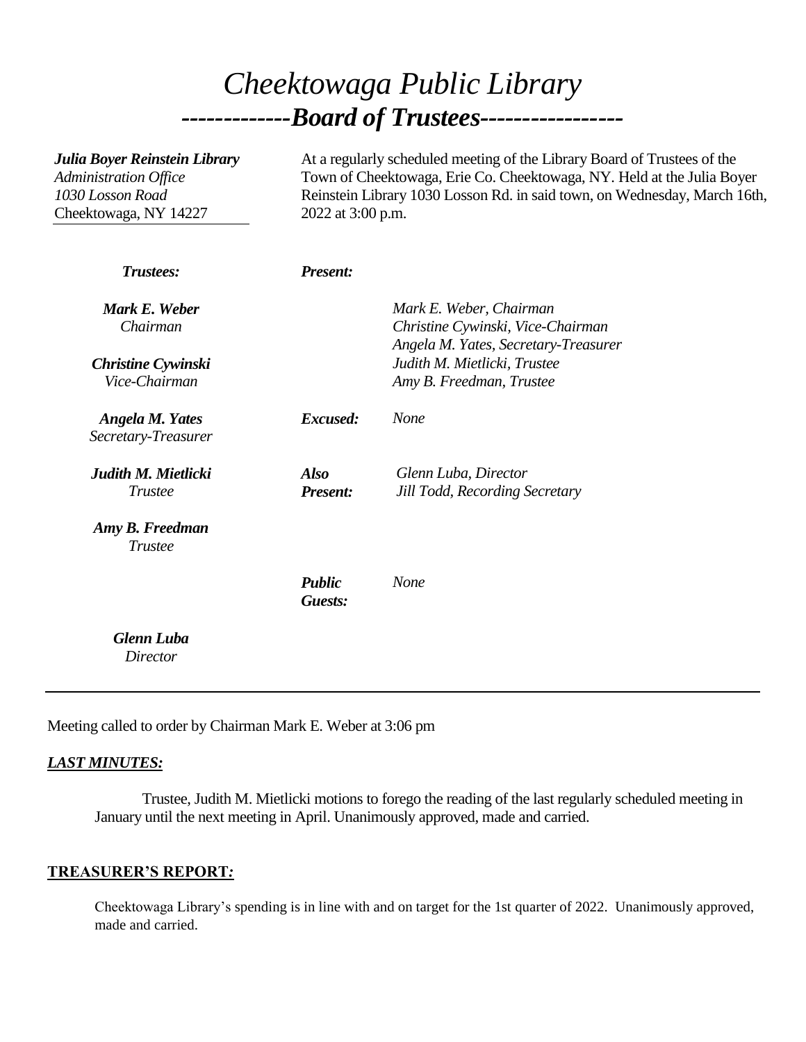# *Cheektowaga Public Library*

## *-------------Board of Trustees-----------------*

***Julia Boyer Reinstein Library***
*Administration Office*
*1030 Losson Road*
Cheektowaga, NY 14227

At a regularly scheduled meeting of the Library Board of Trustees of the Town of Cheektowaga, Erie Co. Cheektowaga, NY. Held at the Julia Boyer Reinstein Library 1030 Losson Rd. in said town, on Wednesday, March 16th, 2022 at 3:00 p.m.

***Trustees:***

***Mark E. Weber***
*Chairman*

***Christine Cywinski***
*Vice-Chairman*

***Angela M. Yates***
*Secretary-Treasurer*

***Judith M. Mietlicki***
*Trustee*

***Amy B. Freedman***
*Trustee*

***Glenn Luba***
*Director*

***Present:***
*Mark E. Weber, Chairman*
*Christine Cywinski, Vice-Chairman*
*Angela M. Yates, Secretary-Treasurer*
*Judith M. Mietlicki, Trustee*
*Amy B. Freedman, Trustee*

***Excused:*** *None*

***Also Present:***
*Glenn Luba, Director*
*Jill Todd, Recording Secretary*

***Public Guests:*** *None*

---

Meeting called to order by Chairman Mark E. Weber at 3:06 pm

***LAST MINUTES:***

Trustee, Judith M. Mietlicki motions to forego the reading of the last regularly scheduled meeting in January until the next meeting in April. Unanimously approved, made and carried.

**TREASURER'S REPORT:**

Cheektowaga Library's spending is in line with and on target for the 1st quarter of 2022. Unanimously approved, made and carried.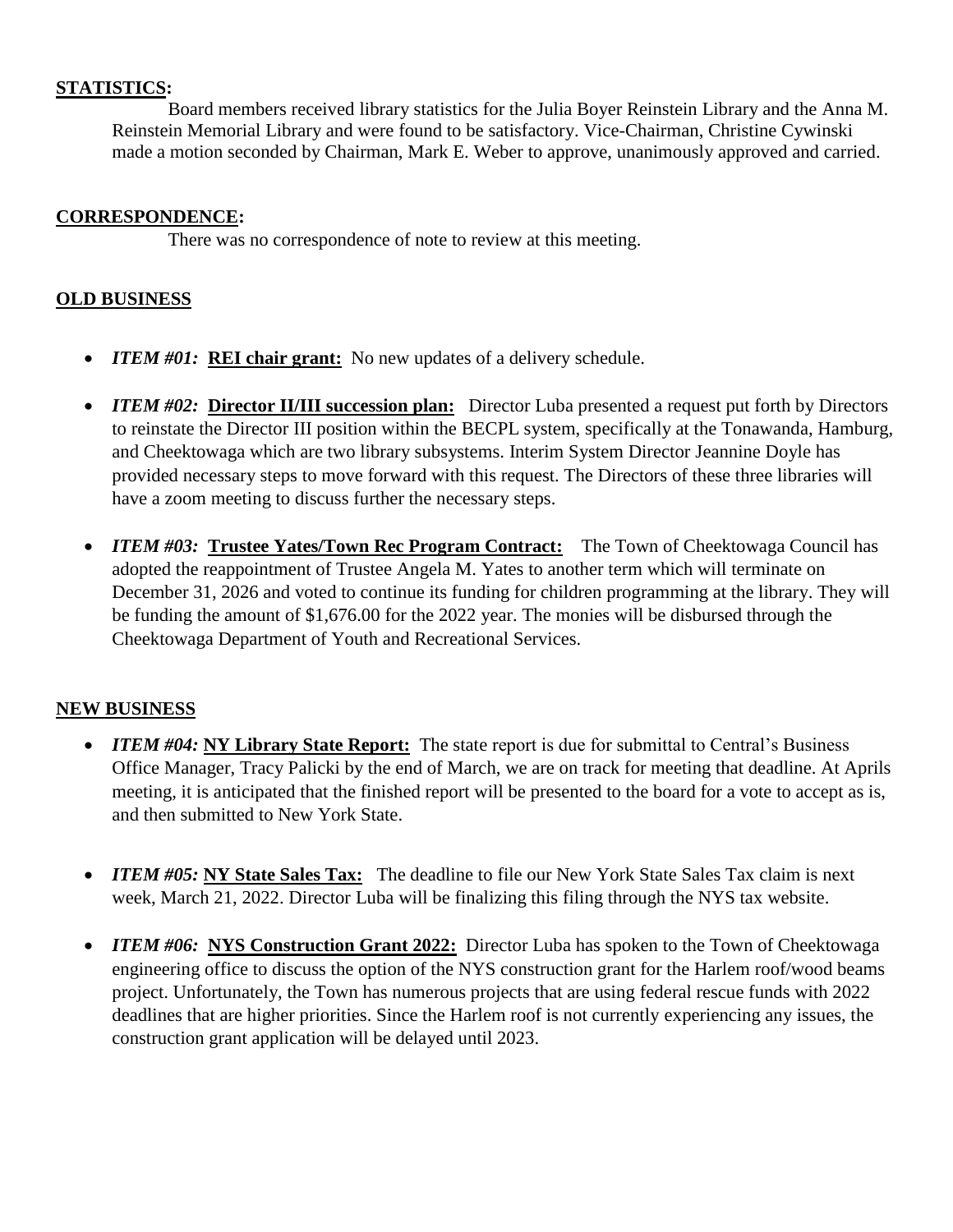**STATISTICS:**

Board members received library statistics for the Julia Boyer Reinstein Library and the Anna M. Reinstein Memorial Library and were found to be satisfactory. Vice-Chairman, Christine Cywinski made a motion seconded by Chairman, Mark E. Weber to approve, unanimously approved and carried.

**CORRESPONDENCE:**

There was no correspondence of note to review at this meeting.

**OLD BUSINESS**

- ***ITEM #01:*** **REI chair grant:** No new updates of a delivery schedule.

- ***ITEM #02:*** **Director II/III succession plan:** Director Luba presented a request put forth by Directors to reinstate the Director III position within the BECPL system, specifically at the Tonawanda, Hamburg, and Cheektowaga which are two library subsystems. Interim System Director Jeannine Doyle has provided necessary steps to move forward with this request. The Directors of these three libraries will have a zoom meeting to discuss further the necessary steps.

- ***ITEM #03:*** **Trustee Yates/Town Rec Program Contract:** The Town of Cheektowaga Council has adopted the reappointment of Trustee Angela M. Yates to another term which will terminate on December 31, 2026 and voted to continue its funding for children programming at the library. They will be funding the amount of $1,676.00 for the 2022 year. The monies will be disbursed through the Cheektowaga Department of Youth and Recreational Services.

**NEW BUSINESS**

- ***ITEM #04:*** **NY Library State Report:** The state report is due for submittal to Central's Business Office Manager, Tracy Palicki by the end of March, we are on track for meeting that deadline. At Aprils meeting, it is anticipated that the finished report will be presented to the board for a vote to accept as is, and then submitted to New York State.

- ***ITEM #05:*** **NY State Sales Tax:** The deadline to file our New York State Sales Tax claim is next week, March 21, 2022. Director Luba will be finalizing this filing through the NYS tax website.

- ***ITEM #06:*** **NYS Construction Grant 2022:** Director Luba has spoken to the Town of Cheektowaga engineering office to discuss the option of the NYS construction grant for the Harlem roof/wood beams project. Unfortunately, the Town has numerous projects that are using federal rescue funds with 2022 deadlines that are higher priorities. Since the Harlem roof is not currently experiencing any issues, the construction grant application will be delayed until 2023.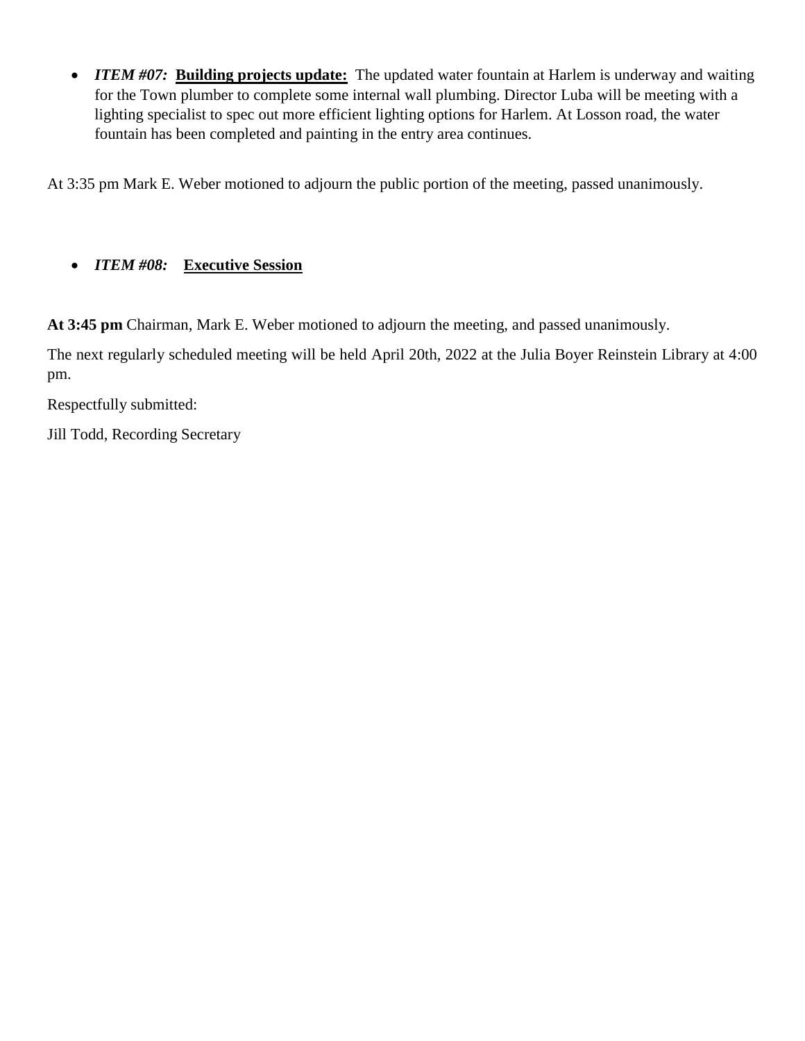- ***ITEM #07:*** **Building projects update:** The updated water fountain at Harlem is underway and waiting for the Town plumber to complete some internal wall plumbing. Director Luba will be meeting with a lighting specialist to spec out more efficient lighting options for Harlem. At Losson road, the water fountain has been completed and painting in the entry area continues.

At 3:35 pm Mark E. Weber motioned to adjourn the public portion of the meeting, passed unanimously.

- ***ITEM #08:*** **Executive Session**

**At 3:45 pm** Chairman, Mark E. Weber motioned to adjourn the meeting, and passed unanimously.

The next regularly scheduled meeting will be held April 20th, 2022 at the Julia Boyer Reinstein Library at 4:00 pm.

Respectfully submitted:

Jill Todd, Recording Secretary